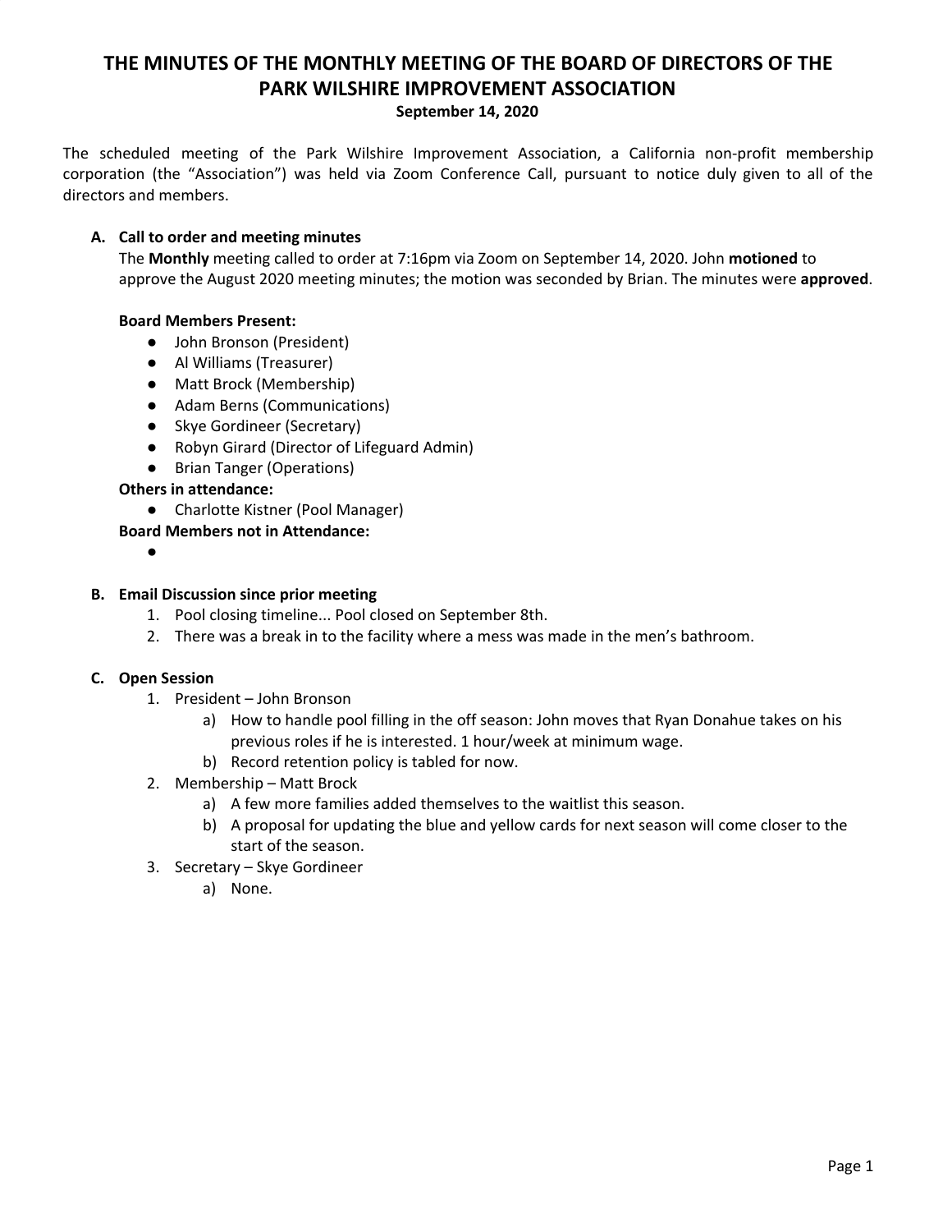# THE MINUTES OF THE MONTHLY MEETING OF THE BOARD OF DIRECTORS OF THE PARK WILSHIRE IMPROVEMENT ASSOCIATION

**September 14, 2020**

The scheduled meeting of the Park Wilshire Improvement Association, a California non-profit membership corporation (the "Association") was held via Zoom Conference Call, pursuant to notice duly given to all of the directors and members.

**A. Call to order and meeting minutes**

The **Monthly** meeting called to order at 7:16pm via Zoom on September 14, 2020. John **motioned** to approve the August 2020 meeting minutes; the motion was seconded by Brian. The minutes were **approved**.

**Board Members Present:**

- John Bronson (President)
- Al Williams (Treasurer)
- Matt Brock (Membership)
- Adam Berns (Communications)
- Skye Gordineer (Secretary)
- Robyn Girard (Director of Lifeguard Admin)
- Brian Tanger (Operations)

**Others in attendance:**

- Charlotte Kistner (Pool Manager)

**Board Members not in Attendance:**

- 

**B. Email Discussion since prior meeting**

1. Pool closing timeline... Pool closed on September 8th.
2. There was a break in to the facility where a mess was made in the men's bathroom.

**C. Open Session**

1. President – John Bronson
    a) How to handle pool filling in the off season: John moves that Ryan Donahue takes on his previous roles if he is interested. 1 hour/week at minimum wage.
    b) Record retention policy is tabled for now.
2. Membership – Matt Brock
    a) A few more families added themselves to the waitlist this season.
    b) A proposal for updating the blue and yellow cards for next season will come closer to the start of the season.
3. Secretary – Skye Gordineer
    a) None.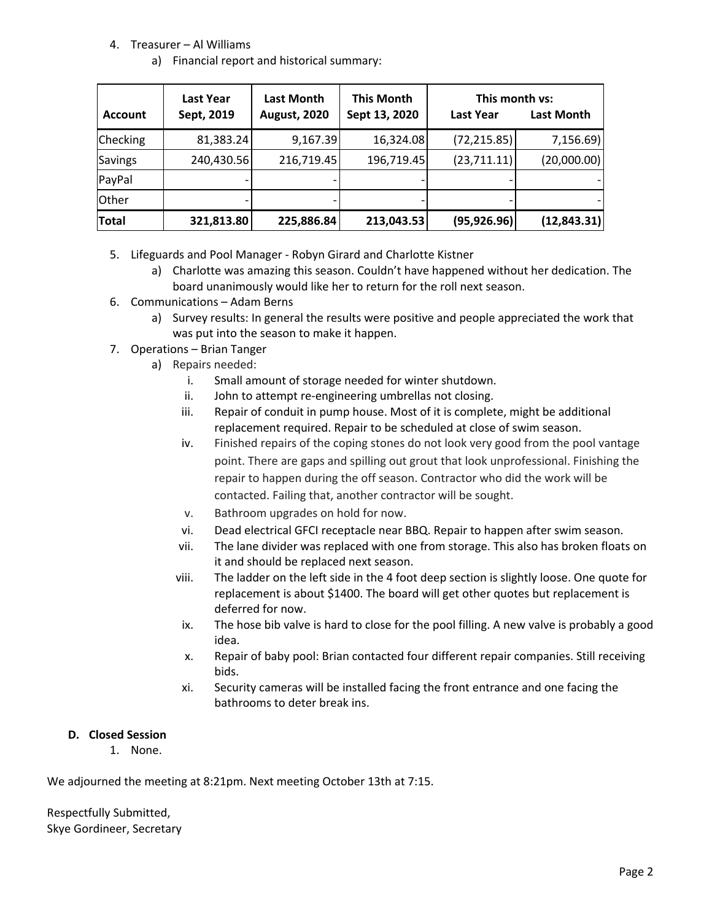4. Treasurer – Al Williams
    a) Financial report and historical summary:

| Account | Last Year Sept, 2019 | Last Month August, 2020 | This Month Sept 13, 2020 | This month vs: Last Year | Last Month |
|---|---|---|---|---|---|
| Checking | 81,383.24 | 9,167.39 | 16,324.08 | (72,215.85) | 7,156.69) |
| Savings | 240,430.56 | 216,719.45 | 196,719.45 | (23,711.11) | (20,000.00) |
| PayPal | - | - | - | - | - |
| Other | - | - | - | - | - |
| **Total** | **321,813.80** | **225,886.84** | **213,043.53** | **(95,926.96)** | **(12,843.31)** |

5. Lifeguards and Pool Manager - Robyn Girard and Charlotte Kistner
    a) Charlotte was amazing this season. Couldn't have happened without her dedication. The board unanimously would like her to return for the roll next season.
6. Communications – Adam Berns
    a) Survey results: In general the results were positive and people appreciated the work that was put into the season to make it happen.
7. Operations – Brian Tanger
    a) Repairs needed:
        i. Small amount of storage needed for winter shutdown.
        ii. John to attempt re-engineering umbrellas not closing.
        iii. Repair of conduit in pump house. Most of it is complete, might be additional replacement required. Repair to be scheduled at close of swim season.
        iv. Finished repairs of the coping stones do not look very good from the pool vantage point. There are gaps and spilling out grout that look unprofessional. Finishing the repair to happen during the off season. Contractor who did the work will be contacted. Failing that, another contractor will be sought.
        v. Bathroom upgrades on hold for now.
        vi. Dead electrical GFCI receptacle near BBQ. Repair to happen after swim season.
        vii. The lane divider was replaced with one from storage. This also has broken floats on it and should be replaced next season.
        viii. The ladder on the left side in the 4 foot deep section is slightly loose. One quote for replacement is about $1400. The board will get other quotes but replacement is deferred for now.
        ix. The hose bib valve is hard to close for the pool filling. A new valve is probably a good idea.
        x. Repair of baby pool: Brian contacted four different repair companies. Still receiving bids.
        xi. Security cameras will be installed facing the front entrance and one facing the bathrooms to deter break ins.

**D. Closed Session**

1. None.

We adjourned the meeting at 8:21pm. Next meeting October 13th at 7:15.

Respectfully Submitted,
Skye Gordineer, Secretary